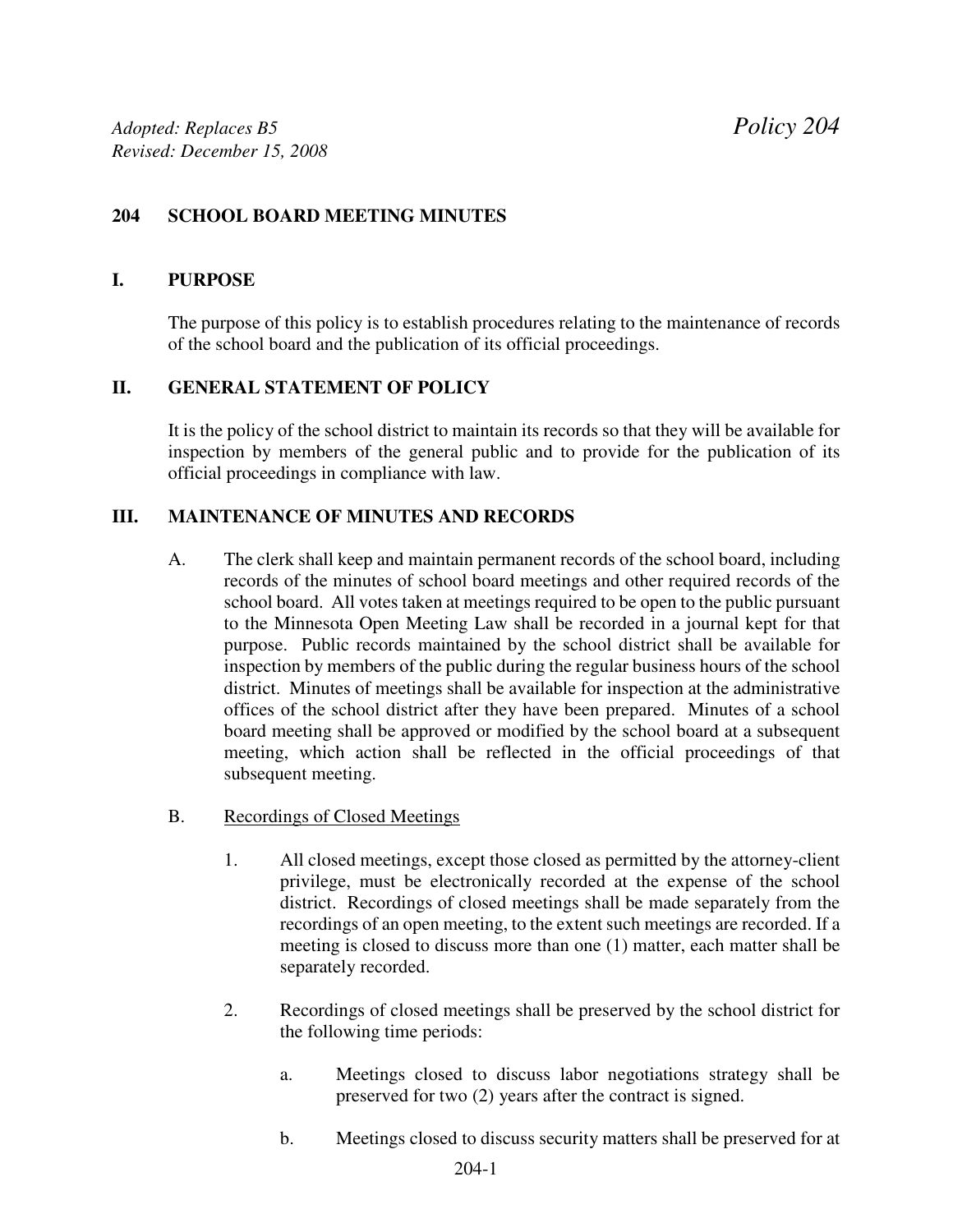*Adopted: Replaces B5* *Policy 204*
*Revised: December 15, 2008*

## 204 SCHOOL BOARD MEETING MINUTES

### I. PURPOSE

The purpose of this policy is to establish procedures relating to the maintenance of records of the school board and the publication of its official proceedings.

### II. GENERAL STATEMENT OF POLICY

It is the policy of the school district to maintain its records so that they will be available for inspection by members of the general public and to provide for the publication of its official proceedings in compliance with law.

### III. MAINTENANCE OF MINUTES AND RECORDS

A. The clerk shall keep and maintain permanent records of the school board, including records of the minutes of school board meetings and other required records of the school board. All votes taken at meetings required to be open to the public pursuant to the Minnesota Open Meeting Law shall be recorded in a journal kept for that purpose. Public records maintained by the school district shall be available for inspection by members of the public during the regular business hours of the school district. Minutes of meetings shall be available for inspection at the administrative offices of the school district after they have been prepared. Minutes of a school board meeting shall be approved or modified by the school board at a subsequent meeting, which action shall be reflected in the official proceedings of that subsequent meeting.

B. <u>Recordings of Closed Meetings</u>

1. All closed meetings, except those closed as permitted by the attorney-client privilege, must be electronically recorded at the expense of the school district. Recordings of closed meetings shall be made separately from the recordings of an open meeting, to the extent such meetings are recorded. If a meeting is closed to discuss more than one (1) matter, each matter shall be separately recorded.

2. Recordings of closed meetings shall be preserved by the school district for the following time periods:

   a. Meetings closed to discuss labor negotiations strategy shall be preserved for two (2) years after the contract is signed.

   b. Meetings closed to discuss security matters shall be preserved for at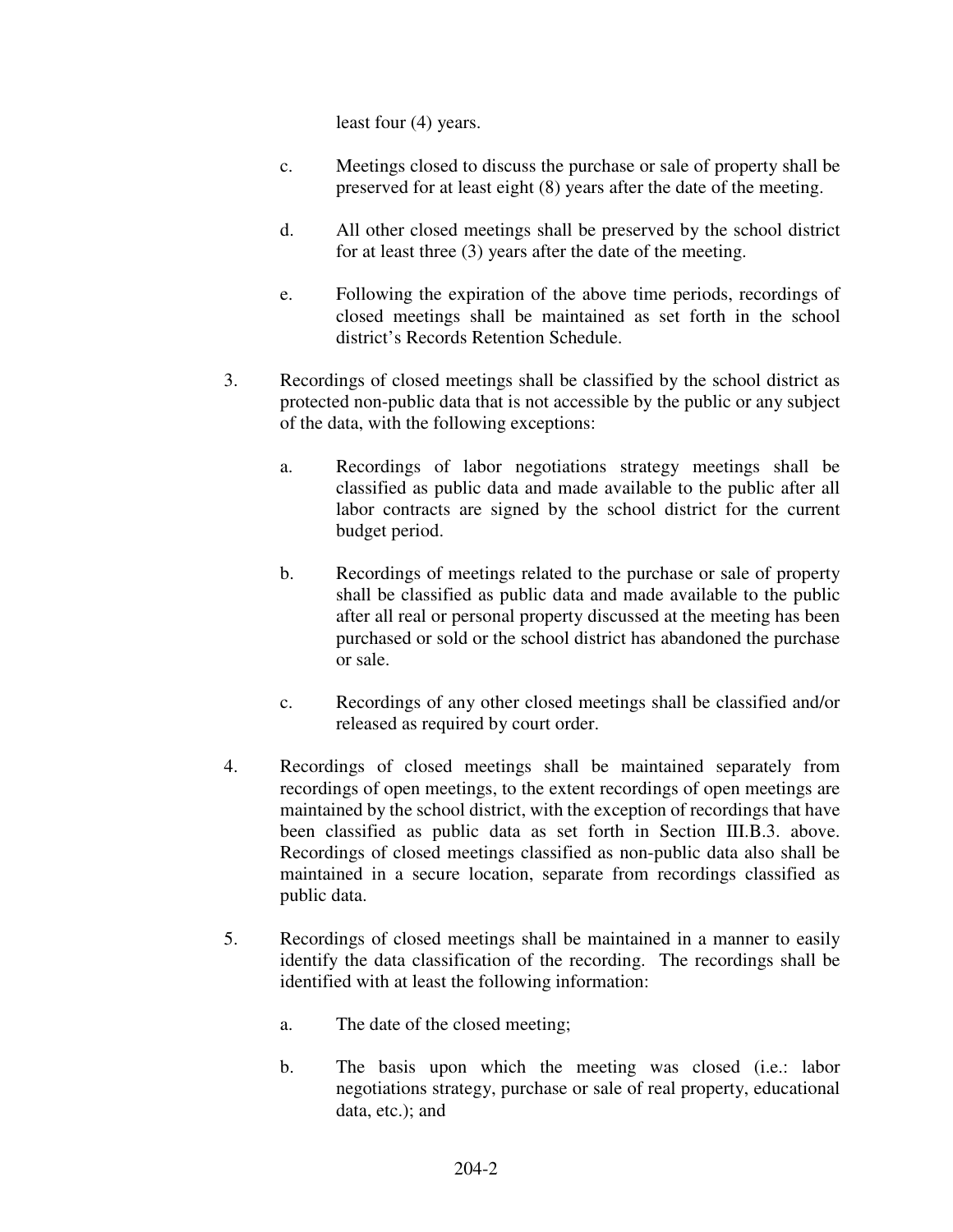least four (4) years.

c. Meetings closed to discuss the purchase or sale of property shall be preserved for at least eight (8) years after the date of the meeting.

d. All other closed meetings shall be preserved by the school district for at least three (3) years after the date of the meeting.

e. Following the expiration of the above time periods, recordings of closed meetings shall be maintained as set forth in the school district's Records Retention Schedule.

3. Recordings of closed meetings shall be classified by the school district as protected non-public data that is not accessible by the public or any subject of the data, with the following exceptions:

   a. Recordings of labor negotiations strategy meetings shall be classified as public data and made available to the public after all labor contracts are signed by the school district for the current budget period.

   b. Recordings of meetings related to the purchase or sale of property shall be classified as public data and made available to the public after all real or personal property discussed at the meeting has been purchased or sold or the school district has abandoned the purchase or sale.

   c. Recordings of any other closed meetings shall be classified and/or released as required by court order.

4. Recordings of closed meetings shall be maintained separately from recordings of open meetings, to the extent recordings of open meetings are maintained by the school district, with the exception of recordings that have been classified as public data as set forth in Section III.B.3. above. Recordings of closed meetings classified as non-public data also shall be maintained in a secure location, separate from recordings classified as public data.

5. Recordings of closed meetings shall be maintained in a manner to easily identify the data classification of the recording. The recordings shall be identified with at least the following information:

   a. The date of the closed meeting;

   b. The basis upon which the meeting was closed (i.e.: labor negotiations strategy, purchase or sale of real property, educational data, etc.); and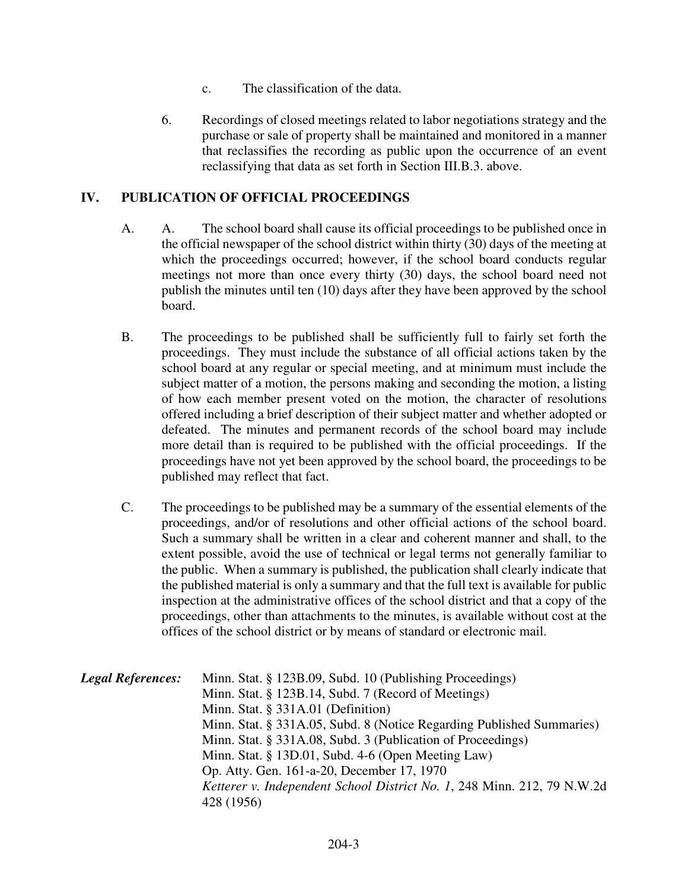c. The classification of the data.

6. Recordings of closed meetings related to labor negotiations strategy and the purchase or sale of property shall be maintained and monitored in a manner that reclassifies the recording as public upon the occurrence of an event reclassifying that data as set forth in Section III.B.3. above.

## IV. PUBLICATION OF OFFICIAL PROCEEDINGS

A. A. The school board shall cause its official proceedings to be published once in the official newspaper of the school district within thirty (30) days of the meeting at which the proceedings occurred; however, if the school board conducts regular meetings not more than once every thirty (30) days, the school board need not publish the minutes until ten (10) days after they have been approved by the school board.

B. The proceedings to be published shall be sufficiently full to fairly set forth the proceedings. They must include the substance of all official actions taken by the school board at any regular or special meeting, and at minimum must include the subject matter of a motion, the persons making and seconding the motion, a listing of how each member present voted on the motion, the character of resolutions offered including a brief description of their subject matter and whether adopted or defeated. The minutes and permanent records of the school board may include more detail than is required to be published with the official proceedings. If the proceedings have not yet been approved by the school board, the proceedings to be published may reflect that fact.

C. The proceedings to be published may be a summary of the essential elements of the proceedings, and/or of resolutions and other official actions of the school board. Such a summary shall be written in a clear and coherent manner and shall, to the extent possible, avoid the use of technical or legal terms not generally familiar to the public. When a summary is published, the publication shall clearly indicate that the published material is only a summary and that the full text is available for public inspection at the administrative offices of the school district and that a copy of the proceedings, other than attachments to the minutes, is available without cost at the offices of the school district or by means of standard or electronic mail.

***Legal References:*** Minn. Stat. § 123B.09, Subd. 10 (Publishing Proceedings)
Minn. Stat. § 123B.14, Subd. 7 (Record of Meetings)
Minn. Stat. § 331A.01 (Definition)
Minn. Stat. § 331A.05, Subd. 8 (Notice Regarding Published Summaries)
Minn. Stat. § 331A.08, Subd. 3 (Publication of Proceedings)
Minn. Stat. § 13D.01, Subd. 4-6 (Open Meeting Law)
Op. Atty. Gen. 161-a-20, December 17, 1970
*Ketterer v. Independent School District No. 1*, 248 Minn. 212, 79 N.W.2d 428 (1956)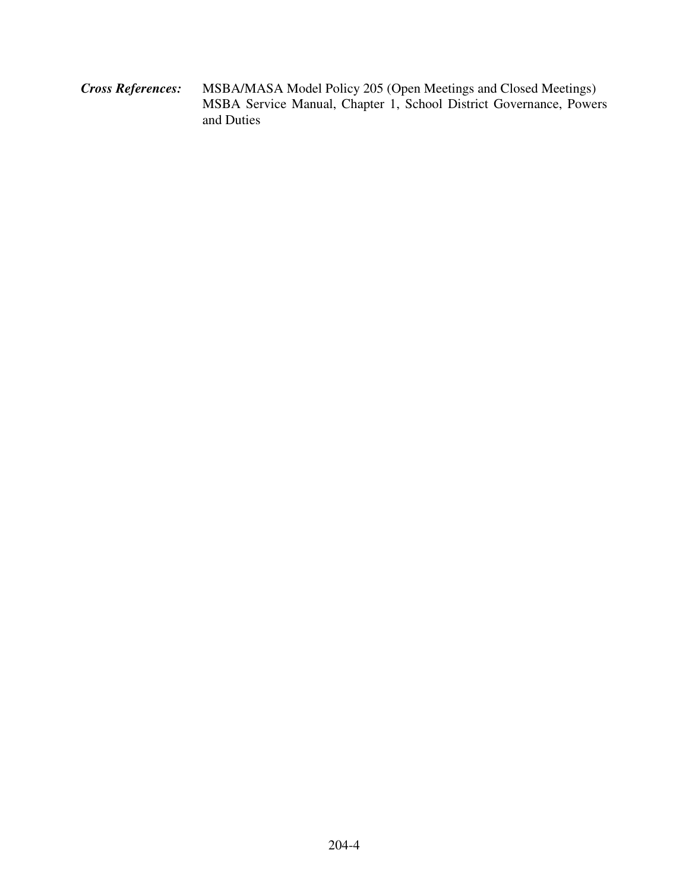***Cross References:*** MSBA/MASA Model Policy 205 (Open Meetings and Closed Meetings)
MSBA Service Manual, Chapter 1, School District Governance, Powers and Duties